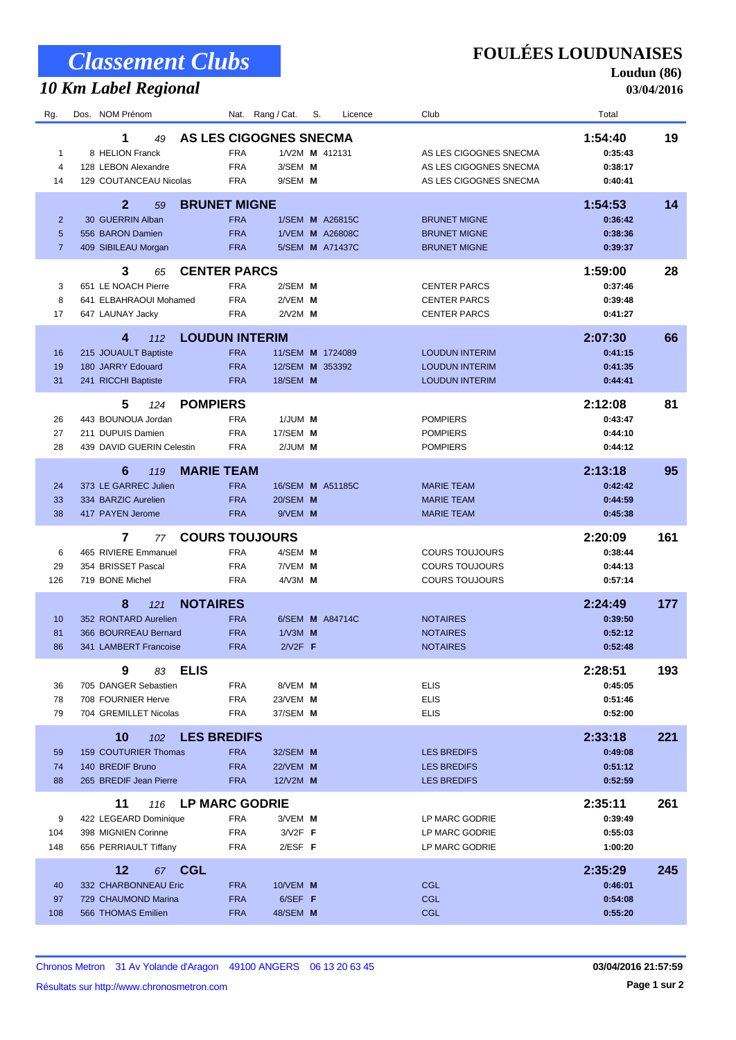# Classement Clubs

## 10 Km Label Regional

# FOULÉES LOUDUNAISES

**Loudun (86)**

**03/04/2016**

| Rg. | Dos. | NOM Prénom | Nat. | Rang / Cat. | S. | Licence | Club | Total | |
|---|---|---|---|---|---|---|---|---|---|
| **1** | *49* | **AS LES CIGOGNES SNECMA** | | | | | | **1:54:40** | **19** |
| 1 | 8 | HELION Franck | FRA | 1/V2M | M | 412131 | AS LES CIGOGNES SNECMA | 0:35:43 | |
| 4 | 128 | LEBON Alexandre | FRA | 3/SEM | M | | AS LES CIGOGNES SNECMA | 0:38:17 | |
| 14 | 129 | COUTANCEAU Nicolas | FRA | 9/SEM | M | | AS LES CIGOGNES SNECMA | 0:40:41 | |
| **2** | *59* | **BRUNET MIGNE** | | | | | | **1:54:53** | **14** |
| 2 | 30 | GUERRIN Alban | FRA | 1/SEM | M | A26815C | BRUNET MIGNE | 0:36:42 | |
| 5 | 556 | BARON Damien | FRA | 1/VEM | M | A26808C | BRUNET MIGNE | 0:38:36 | |
| 7 | 409 | SIBILEAU Morgan | FRA | 5/SEM | M | A71437C | BRUNET MIGNE | 0:39:37 | |
| **3** | *65* | **CENTER PARCS** | | | | | | **1:59:00** | **28** |
| 3 | 651 | LE NOACH Pierre | FRA | 2/SEM | M | | CENTER PARCS | 0:37:46 | |
| 8 | 641 | ELBAHRAOUI Mohamed | FRA | 2/VEM | M | | CENTER PARCS | 0:39:48 | |
| 17 | 647 | LAUNAY Jacky | FRA | 2/V2M | M | | CENTER PARCS | 0:41:27 | |
| **4** | *112* | **LOUDUN INTERIM** | | | | | | **2:07:30** | **66** |
| 16 | 215 | JOUAULT Baptiste | FRA | 11/SEM | M | 1724089 | LOUDUN INTERIM | 0:41:15 | |
| 19 | 180 | JARRY Edouard | FRA | 12/SEM | M | 353392 | LOUDUN INTERIM | 0:41:35 | |
| 31 | 241 | RICCHI Baptiste | FRA | 18/SEM | M | | LOUDUN INTERIM | 0:44:41 | |
| **5** | *124* | **POMPIERS** | | | | | | **2:12:08** | **81** |
| 26 | 443 | BOUNOUA Jordan | FRA | 1/JUM | M | | POMPIERS | 0:43:47 | |
| 27 | 211 | DUPUIS Damien | FRA | 17/SEM | M | | POMPIERS | 0:44:10 | |
| 28 | 439 | DAVID GUERIN Celestin | FRA | 2/JUM | M | | POMPIERS | 0:44:12 | |
| **6** | *119* | **MARIE TEAM** | | | | | | **2:13:18** | **95** |
| 24 | 373 | LE GARREC Julien | FRA | 16/SEM | M | A51185C | MARIE TEAM | 0:42:42 | |
| 33 | 334 | BARZIC Aurelien | FRA | 20/SEM | M | | MARIE TEAM | 0:44:59 | |
| 38 | 417 | PAYEN Jerome | FRA | 9/VEM | M | | MARIE TEAM | 0:45:38 | |
| **7** | *77* | **COURS TOUJOURS** | | | | | | **2:20:09** | **161** |
| 6 | 465 | RIVIERE Emmanuel | FRA | 4/SEM | M | | COURS TOUJOURS | 0:38:44 | |
| 29 | 354 | BRISSET Pascal | FRA | 7/VEM | M | | COURS TOUJOURS | 0:44:13 | |
| 126 | 719 | BONE Michel | FRA | 4/V3M | M | | COURS TOUJOURS | 0:57:14 | |
| **8** | *121* | **NOTAIRES** | | | | | | **2:24:49** | **177** |
| 10 | 352 | RONTARD Aurelien | FRA | 6/SEM | M | A84714C | NOTAIRES | 0:39:50 | |
| 81 | 366 | BOURREAU Bernard | FRA | 1/V3M | M | | NOTAIRES | 0:52:12 | |
| 86 | 341 | LAMBERT Francoise | FRA | 2/V2F | F | | NOTAIRES | 0:52:48 | |
| **9** | *83* | **ELIS** | | | | | | **2:28:51** | **193** |
| 36 | 705 | DANGER Sebastien | FRA | 8/VEM | M | | ELIS | 0:45:05 | |
| 78 | 708 | FOURNIER Herve | FRA | 23/VEM | M | | ELIS | 0:51:46 | |
| 79 | 704 | GREMILLET Nicolas | FRA | 37/SEM | M | | ELIS | 0:52:00 | |
| **10** | *102* | **LES BREDIFS** | | | | | | **2:33:18** | **221** |
| 59 | 159 | COUTURIER Thomas | FRA | 32/SEM | M | | LES BREDIFS | 0:49:08 | |
| 74 | 140 | BREDIF Bruno | FRA | 22/VEM | M | | LES BREDIFS | 0:51:12 | |
| 88 | 265 | BREDIF Jean Pierre | FRA | 12/V2M | M | | LES BREDIFS | 0:52:59 | |
| **11** | *116* | **LP MARC GODRIE** | | | | | | **2:35:11** | **261** |
| 9 | 422 | LEGEARD Dominique | FRA | 3/VEM | M | | LP MARC GODRIE | 0:39:49 | |
| 104 | 398 | MIGNIEN Corinne | FRA | 3/V2F | F | | LP MARC GODRIE | 0:55:03 | |
| 148 | 656 | PERRIAULT Tiffany | FRA | 2/ESF | F | | LP MARC GODRIE | 1:00:20 | |
| **12** | *67* | **CGL** | | | | | | **2:35:29** | **245** |
| 40 | 332 | CHARBONNEAU Eric | FRA | 10/VEM | M | | CGL | 0:46:01 | |
| 97 | 729 | CHAUMOND Marina | FRA | 6/SEF | F | | CGL | 0:54:08 | |
| 108 | 566 | THOMAS Emilien | FRA | 48/SEM | M | | CGL | 0:55:20 | |

Chronos Metron 31 Av Yolande d'Aragon 49100 ANGERS 06 13 20 63 45

Résultats sur http://www.chronosmetron.com

03/04/2016 21:57:59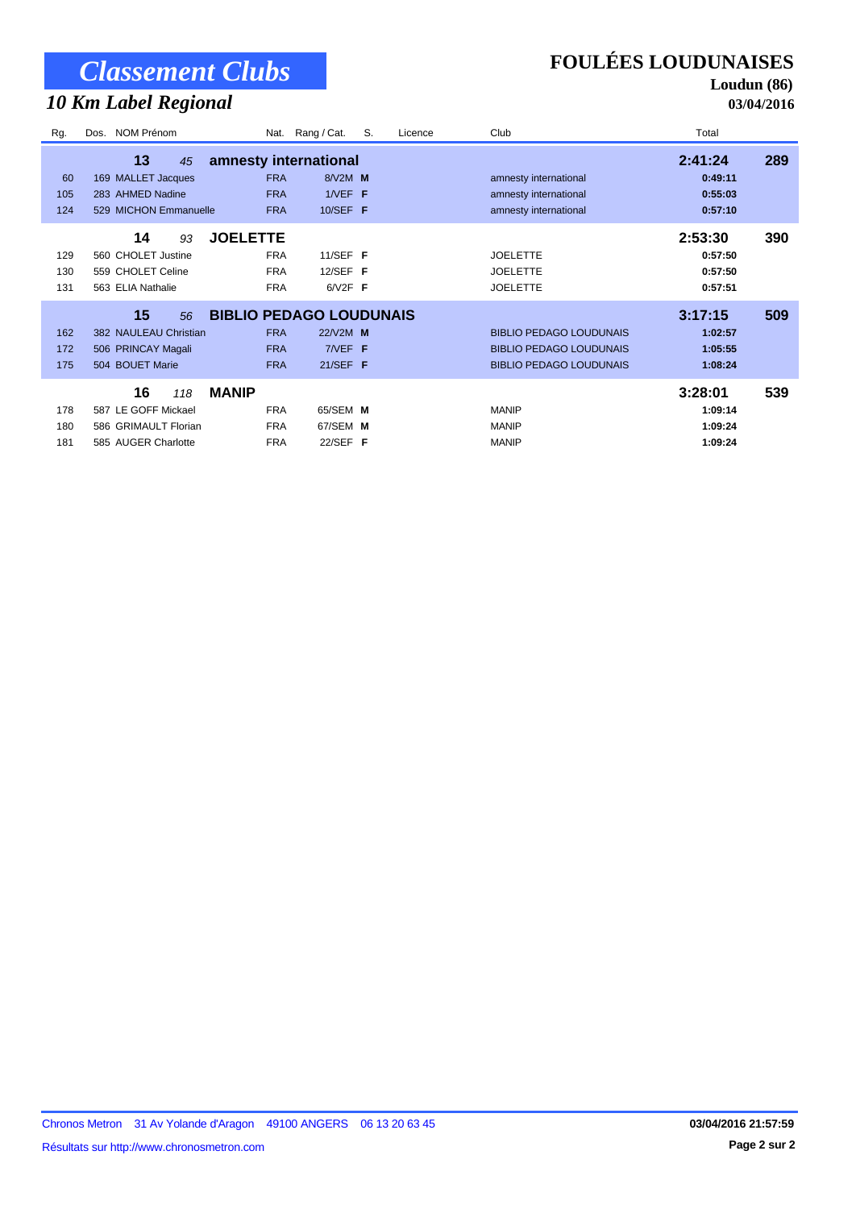# Classement Clubs

## 10 Km Label Regional

# FOULÉES LOUDUNAISES

**Loudun (86)**

**03/04/2016**

| Rg. | Dos. | NOM Prénom | Nat. | Rang / Cat. | S. | Licence | Club | Total | |
|---|---|---|---|---|---|---|---|---|---|
| | **13** | *45* **amnesty international** | | | | | | **2:41:24** | **289** |
| 60 | 169 | MALLET Jacques | FRA | 8/V2M | **M** | | amnesty international | **0:49:11** | |
| 105 | 283 | AHMED Nadine | FRA | 1/VEF | **F** | | amnesty international | **0:55:03** | |
| 124 | 529 | MICHON Emmanuelle | FRA | 10/SEF | **F** | | amnesty international | **0:57:10** | |
| | **14** | *93* **JOELETTE** | | | | | | **2:53:30** | **390** |
| 129 | 560 | CHOLET Justine | FRA | 11/SEF | **F** | | JOELETTE | **0:57:50** | |
| 130 | 559 | CHOLET Celine | FRA | 12/SEF | **F** | | JOELETTE | **0:57:50** | |
| 131 | 563 | ELIA Nathalie | FRA | 6/V2F | **F** | | JOELETTE | **0:57:51** | |
| | **15** | *56* **BIBLIO PEDAGO LOUDUNAIS** | | | | | | **3:17:15** | **509** |
| 162 | 382 | NAULEAU Christian | FRA | 22/V2M | **M** | | BIBLIO PEDAGO LOUDUNAIS | **1:02:57** | |
| 172 | 506 | PRINCAY Magali | FRA | 7/VEF | **F** | | BIBLIO PEDAGO LOUDUNAIS | **1:05:55** | |
| 175 | 504 | BOUET Marie | FRA | 21/SEF | **F** | | BIBLIO PEDAGO LOUDUNAIS | **1:08:24** | |
| | **16** | *118* **MANIP** | | | | | | **3:28:01** | **539** |
| 178 | 587 | LE GOFF Mickael | FRA | 65/SEM | **M** | | MANIP | **1:09:14** | |
| 180 | 586 | GRIMAULT Florian | FRA | 67/SEM | **M** | | MANIP | **1:09:24** | |
| 181 | 585 | AUGER Charlotte | FRA | 22/SEF | **F** | | MANIP | **1:09:24** | |

Chronos Metron 31 Av Yolande d'Aragon 49100 ANGERS 06 13 20 63 45

Résultats sur http://www.chronosmetron.com

**03/04/2016 21:57:59**